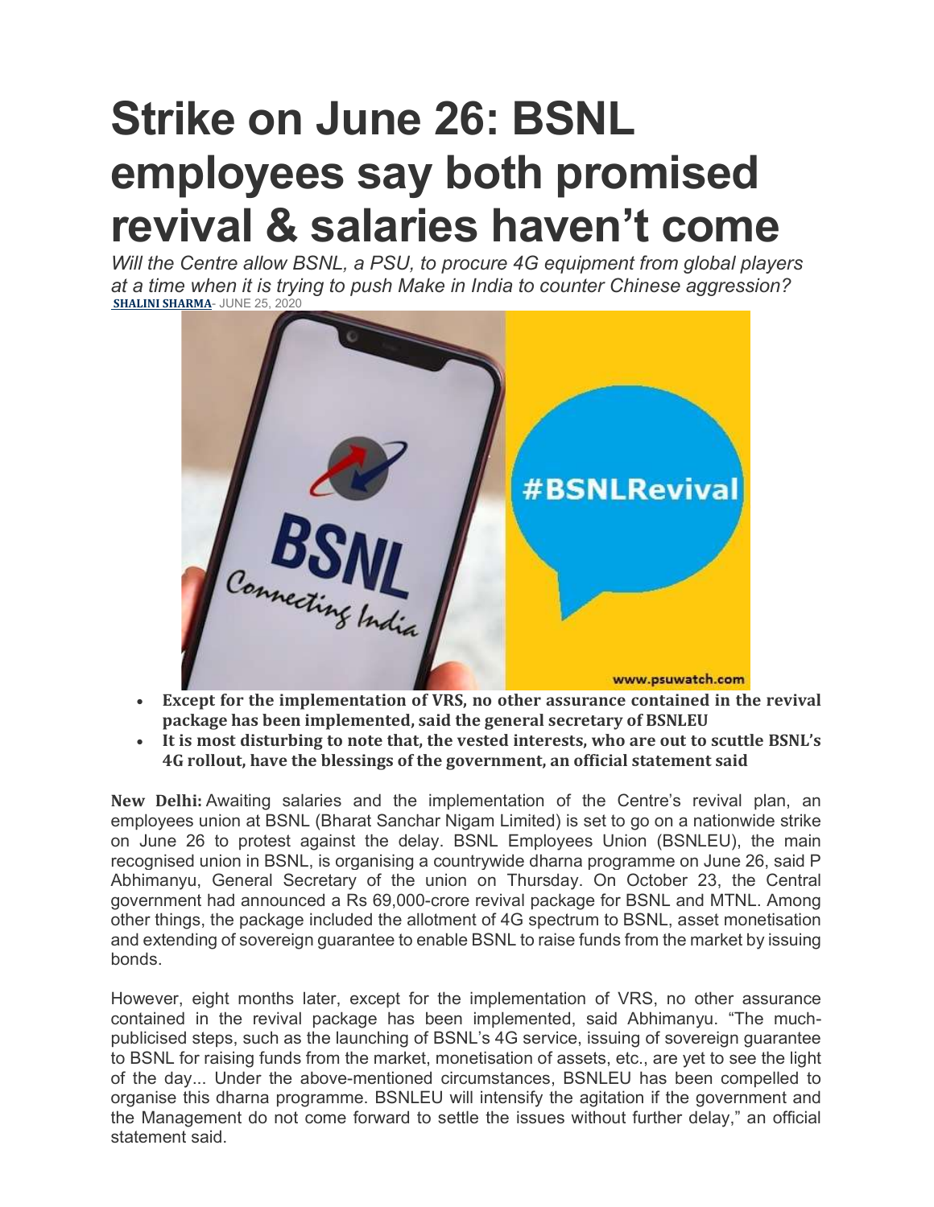# Strike on June 26: BSNL employees say both promised revival & salaries haven't come

*Will the Centre allow BSNL, a PSU, to procure 4G equipment from global players at a time when it is trying to push Make in India to counter Chinese aggression?*

**SHALINI SHARMA**- JUNE 25, 2020

- **Except for the implementation of VRS, no other assurance contained in the revival package has been implemented, said the general secretary of BSNLEU**
- **It is most disturbing to note that, the vested interests, who are out to scuttle BSNL's 4G rollout, have the blessings of the government, an official statement said**

**New Delhi:** Awaiting salaries and the implementation of the Centre's revival plan, an employees union at BSNL (Bharat Sanchar Nigam Limited) is set to go on a nationwide strike on June 26 to protest against the delay. BSNL Employees Union (BSNLEU), the main recognised union in BSNL, is organising a countrywide dharna programme on June 26, said P Abhimanyu, General Secretary of the union on Thursday. On October 23, the Central government had announced a Rs 69,000-crore revival package for BSNL and MTNL. Among other things, the package included the allotment of 4G spectrum to BSNL, asset monetisation and extending of sovereign guarantee to enable BSNL to raise funds from the market by issuing bonds.

However, eight months later, except for the implementation of VRS, no other assurance contained in the revival package has been implemented, said Abhimanyu. "The much-publicised steps, such as the launching of BSNL's 4G service, issuing of sovereign guarantee to BSNL for raising funds from the market, monetisation of assets, etc., are yet to see the light of the day... Under the above-mentioned circumstances, BSNLEU has been compelled to organise this dharna programme. BSNLEU will intensify the agitation if the government and the Management do not come forward to settle the issues without further delay," an official statement said.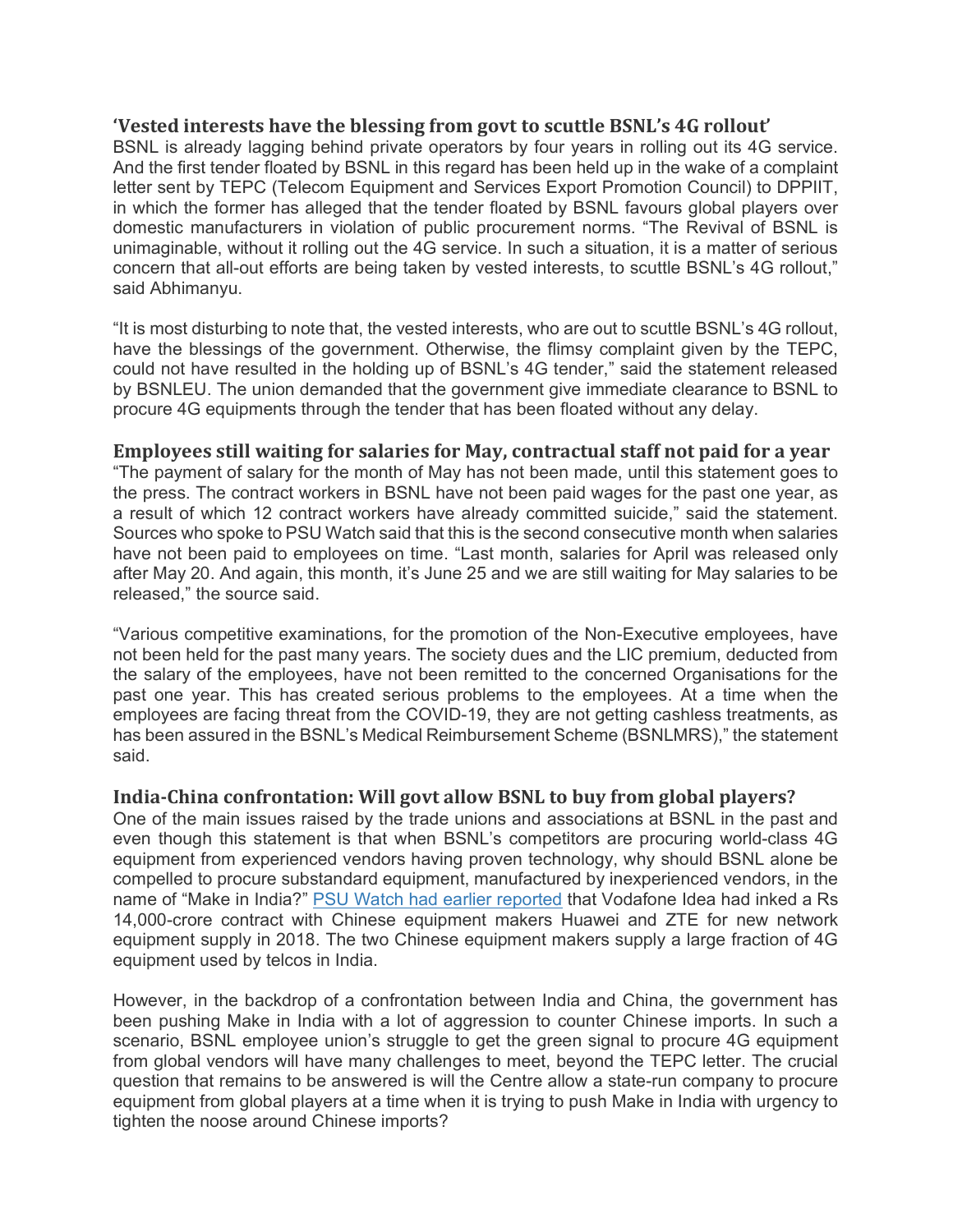### 'Vested interests have the blessing from govt to scuttle BSNL's 4G rollout'

BSNL is already lagging behind private operators by four years in rolling out its 4G service. And the first tender floated by BSNL in this regard has been held up in the wake of a complaint letter sent by TEPC (Telecom Equipment and Services Export Promotion Council) to DPPIIT, in which the former has alleged that the tender floated by BSNL favours global players over domestic manufacturers in violation of public procurement norms. "The Revival of BSNL is unimaginable, without it rolling out the 4G service. In such a situation, it is a matter of serious concern that all-out efforts are being taken by vested interests, to scuttle BSNL's 4G rollout," said Abhimanyu.

"It is most disturbing to note that, the vested interests, who are out to scuttle BSNL's 4G rollout, have the blessings of the government. Otherwise, the flimsy complaint given by the TEPC, could not have resulted in the holding up of BSNL's 4G tender," said the statement released by BSNLEU. The union demanded that the government give immediate clearance to BSNL to procure 4G equipments through the tender that has been floated without any delay.

### Employees still waiting for salaries for May, contractual staff not paid for a year

"The payment of salary for the month of May has not been made, until this statement goes to the press. The contract workers in BSNL have not been paid wages for the past one year, as a result of which 12 contract workers have already committed suicide," said the statement. Sources who spoke to PSU Watch said that this is the second consecutive month when salaries have not been paid to employees on time. "Last month, salaries for April was released only after May 20. And again, this month, it's June 25 and we are still waiting for May salaries to be released," the source said.

"Various competitive examinations, for the promotion of the Non-Executive employees, have not been held for the past many years. The society dues and the LIC premium, deducted from the salary of the employees, have not been remitted to the concerned Organisations for the past one year. This has created serious problems to the employees. At a time when the employees are facing threat from the COVID-19, they are not getting cashless treatments, as has been assured in the BSNL's Medical Reimbursement Scheme (BSNLMRS)," the statement said.

### India-China confrontation: Will govt allow BSNL to buy from global players?

One of the main issues raised by the trade unions and associations at BSNL in the past and even though this statement is that when BSNL's competitors are procuring world-class 4G equipment from experienced vendors having proven technology, why should BSNL alone be compelled to procure substandard equipment, manufactured by inexperienced vendors, in the name of "Make in India?" PSU Watch had earlier reported that Vodafone Idea had inked a Rs 14,000-crore contract with Chinese equipment makers Huawei and ZTE for new network equipment supply in 2018. The two Chinese equipment makers supply a large fraction of 4G equipment used by telcos in India.

However, in the backdrop of a confrontation between India and China, the government has been pushing Make in India with a lot of aggression to counter Chinese imports. In such a scenario, BSNL employee union's struggle to get the green signal to procure 4G equipment from global vendors will have many challenges to meet, beyond the TEPC letter. The crucial question that remains to be answered is will the Centre allow a state-run company to procure equipment from global players at a time when it is trying to push Make in India with urgency to tighten the noose around Chinese imports?